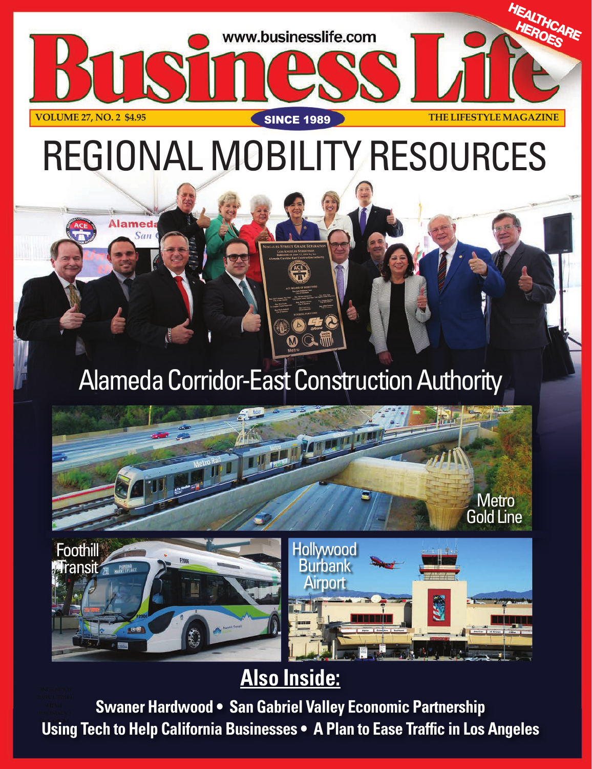www.businesslife.com

# Business Life

HEALTHCARE HEROES

VOLUME 27, NO. 2 $4.95 — SINCE 1989 — THE LIFESTYLE MAGAZINE

# REGIONAL MOBILITY RESOURCES

## Alameda Corridor-East Construction Authority

Metro Gold Line

Foothill Transit

Hollywood Burbank Airport

## Also Inside:

**Swaner Hardwood • San Gabriel Valley Economic Partnership**

**Using Tech to Help California Businesses • A Plan to Ease Traffic in Los Angeles**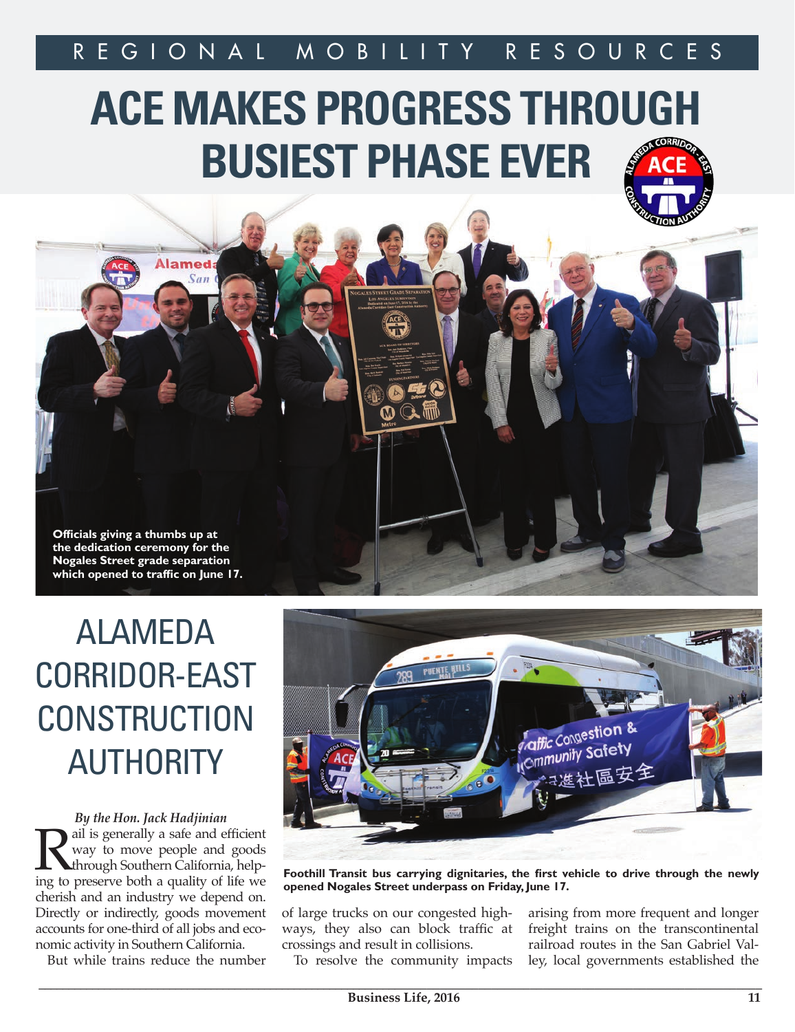REGIONAL MOBILITY RESOURCES

# ACE MAKES PROGRESS THROUGH BUSIEST PHASE EVER

**Officials giving a thumbs up at the dedication ceremony for the Nogales Street grade separation which opened to traffic on June 17.**

## ALAMEDA CORRIDOR-EAST CONSTRUCTION AUTHORITY

**Foothill Transit bus carrying dignitaries, the first vehicle to drive through the newly opened Nogales Street underpass on Friday, June 17.**

*By the Hon. Jack Hadjinian*

Rail is generally a safe and efficient way to move people and goods through Southern California, helping to preserve both a quality of life we cherish and an industry we depend on. Directly or indirectly, goods movement accounts for one-third of all jobs and economic activity in Southern California.

But while trains reduce the number of large trucks on our congested highways, they also can block traffic at crossings and result in collisions.

To resolve the community impacts arising from more frequent and longer freight trains on the transcontinental railroad routes in the San Gabriel Valley, local governments established the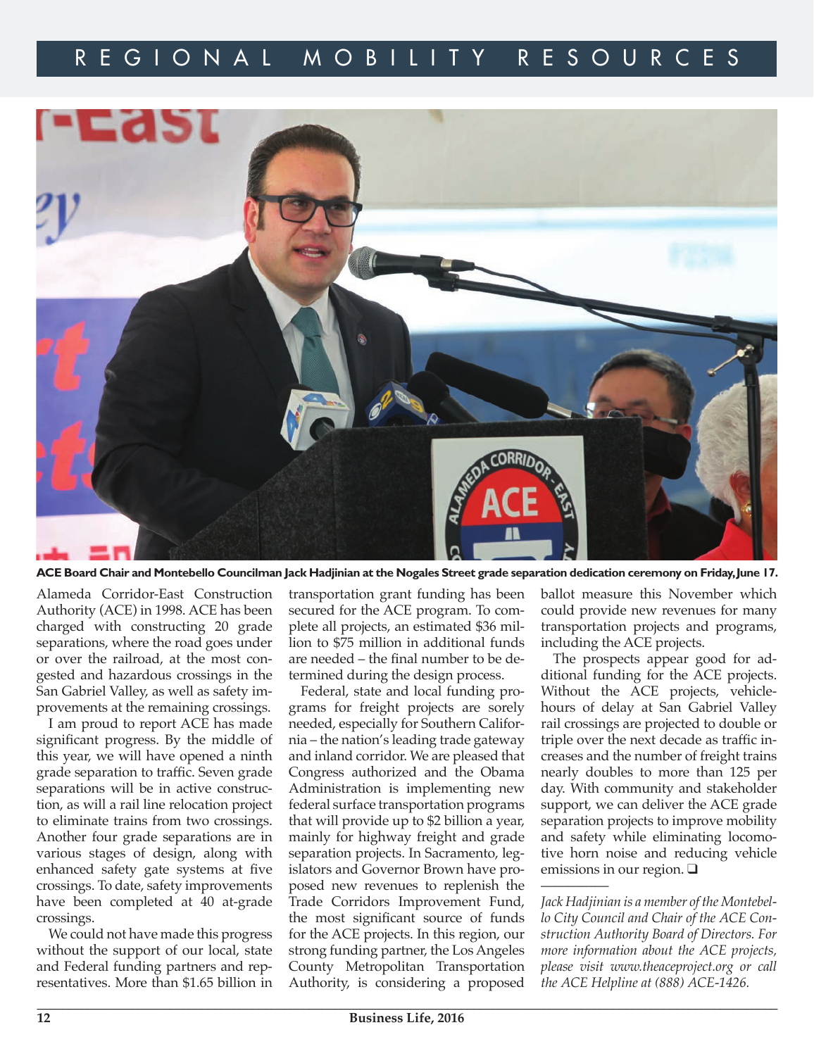ACE Board Chair and Montebello Councilman Jack Hadjinian at the Nogales Street grade separation dedication ceremony on Friday, June 17.

Alameda Corridor-East Construction Authority (ACE) in 1998. ACE has been charged with constructing 20 grade separations, where the road goes under or over the railroad, at the most congested and hazardous crossings in the San Gabriel Valley, as well as safety improvements at the remaining crossings.

I am proud to report ACE has made significant progress. By the middle of this year, we will have opened a ninth grade separation to traffic. Seven grade separations will be in active construction, as will a rail line relocation project to eliminate trains from two crossings. Another four grade separations are in various stages of design, along with enhanced safety gate systems at five crossings. To date, safety improvements have been completed at 40 at-grade crossings.

We could not have made this progress without the support of our local, state and Federal funding partners and representatives. More than $1.65 billion in transportation grant funding has been secured for the ACE program. To complete all projects, an estimated $36 million to $75 million in additional funds are needed – the final number to be determined during the design process.

Federal, state and local funding programs for freight projects are sorely needed, especially for Southern California – the nation's leading trade gateway and inland corridor. We are pleased that Congress authorized and the Obama Administration is implementing new federal surface transportation programs that will provide up to $2 billion a year, mainly for highway freight and grade separation projects. In Sacramento, legislators and Governor Brown have proposed new revenues to replenish the Trade Corridors Improvement Fund, the most significant source of funds for the ACE projects. In this region, our strong funding partner, the Los Angeles County Metropolitan Transportation Authority, is considering a proposed ballot measure this November which could provide new revenues for many transportation projects and programs, including the ACE projects.

The prospects appear good for additional funding for the ACE projects. Without the ACE projects, vehicle-hours of delay at San Gabriel Valley rail crossings are projected to double or triple over the next decade as traffic increases and the number of freight trains nearly doubles to more than 125 per day. With community and stakeholder support, we can deliver the ACE grade separation projects to improve mobility and safety while eliminating locomotive horn noise and reducing vehicle emissions in our region. ❑

---

*Jack Hadjinian is a member of the Montebello City Council and Chair of the ACE Construction Authority Board of Directors. For more information about the ACE projects, please visit www.theaceproject.org or call the ACE Helpline at (888) ACE-1426.*